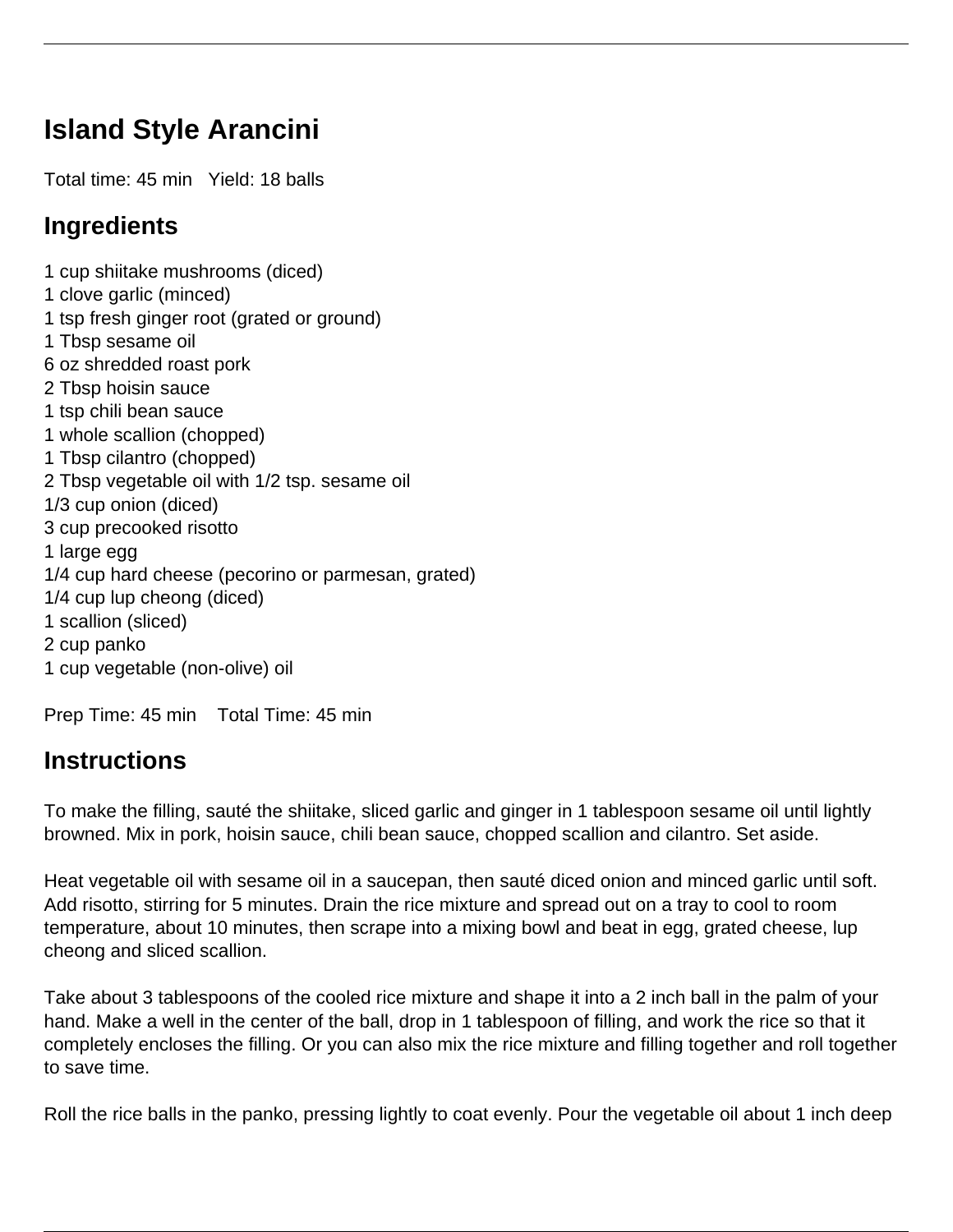# Island Style Arancini

Total time: 45 min   Yield: 18 balls

## Ingredients

1 cup shiitake mushrooms (diced)
1 clove garlic (minced)
1 tsp fresh ginger root (grated or ground)
1 Tbsp sesame oil
6 oz shredded roast pork
2 Tbsp hoisin sauce
1 tsp chili bean sauce
1 whole scallion (chopped)
1 Tbsp cilantro (chopped)
2 Tbsp vegetable oil with 1/2 tsp. sesame oil
1/3 cup onion (diced)
3 cup precooked risotto
1 large egg
1/4 cup hard cheese (pecorino or parmesan, grated)
1/4 cup lup cheong (diced)
1 scallion (sliced)
2 cup panko
1 cup vegetable (non-olive) oil

Prep Time: 45 min    Total Time: 45 min

## Instructions

To make the filling, sauté the shiitake, sliced garlic and ginger in 1 tablespoon sesame oil until lightly browned. Mix in pork, hoisin sauce, chili bean sauce, chopped scallion and cilantro. Set aside.

Heat vegetable oil with sesame oil in a saucepan, then sauté diced onion and minced garlic until soft. Add risotto, stirring for 5 minutes. Drain the rice mixture and spread out on a tray to cool to room temperature, about 10 minutes, then scrape into a mixing bowl and beat in egg, grated cheese, lup cheong and sliced scallion.

Take about 3 tablespoons of the cooled rice mixture and shape it into a 2 inch ball in the palm of your hand. Make a well in the center of the ball, drop in 1 tablespoon of filling, and work the rice so that it completely encloses the filling. Or you can also mix the rice mixture and filling together and roll together to save time.

Roll the rice balls in the panko, pressing lightly to coat evenly. Pour the vegetable oil about 1 inch deep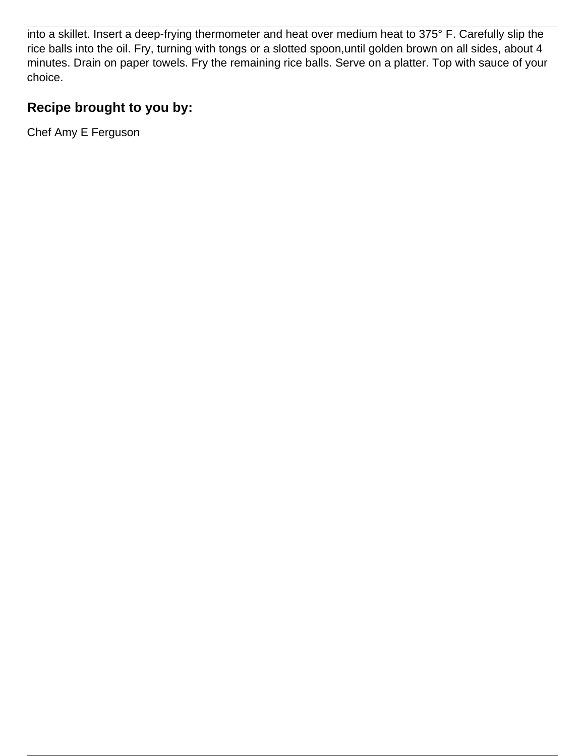into a skillet. Insert a deep-frying thermometer and heat over medium heat to 375° F. Carefully slip the rice balls into the oil. Fry, turning with tongs or a slotted spoon,until golden brown on all sides, about 4 minutes. Drain on paper towels. Fry the remaining rice balls. Serve on a platter. Top with sauce of your choice.

## Recipe brought to you by:

Chef Amy E Ferguson